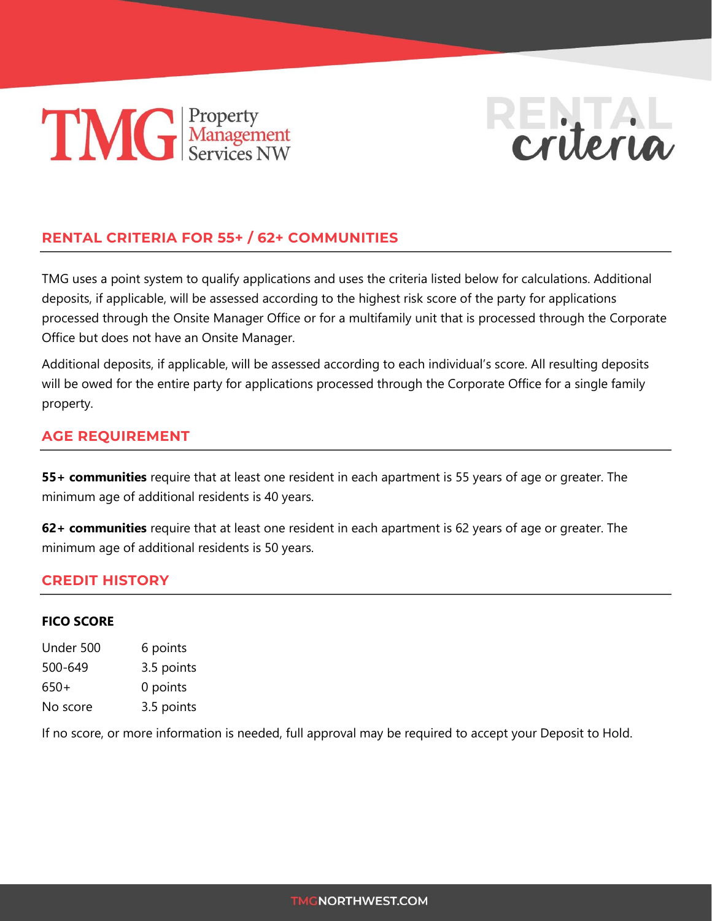TMG Property Management Services NW

RENTAL criteria

## RENTAL CRITERIA FOR 55+ / 62+ COMMUNITIES

TMG uses a point system to qualify applications and uses the criteria listed below for calculations. Additional deposits, if applicable, will be assessed according to the highest risk score of the party for applications processed through the Onsite Manager Office or for a multifamily unit that is processed through the Corporate Office but does not have an Onsite Manager.

Additional deposits, if applicable, will be assessed according to each individual's score. All resulting deposits will be owed for the entire party for applications processed through the Corporate Office for a single family property.

## AGE REQUIREMENT

**55+ communities** require that at least one resident in each apartment is 55 years of age or greater. The minimum age of additional residents is 40 years.

**62+ communities** require that at least one resident in each apartment is 62 years of age or greater. The minimum age of additional residents is 50 years.

## CREDIT HISTORY

### FICO SCORE

| | |
|---|---|
| Under 500 | 6 points |
| 500-649 | 3.5 points |
| 650+ | 0 points |
| No score | 3.5 points |

If no score, or more information is needed, full approval may be required to accept your Deposit to Hold.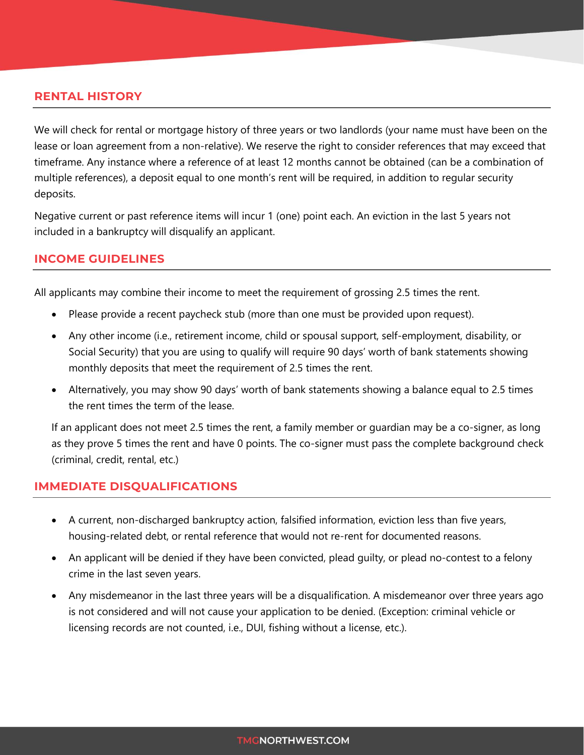## RENTAL HISTORY

We will check for rental or mortgage history of three years or two landlords (your name must have been on the lease or loan agreement from a non-relative). We reserve the right to consider references that may exceed that timeframe. Any instance where a reference of at least 12 months cannot be obtained (can be a combination of multiple references), a deposit equal to one month's rent will be required, in addition to regular security deposits.

Negative current or past reference items will incur 1 (one) point each. An eviction in the last 5 years not included in a bankruptcy will disqualify an applicant.

## INCOME GUIDELINES

All applicants may combine their income to meet the requirement of grossing 2.5 times the rent.

- Please provide a recent paycheck stub (more than one must be provided upon request).
- Any other income (i.e., retirement income, child or spousal support, self-employment, disability, or Social Security) that you are using to qualify will require 90 days' worth of bank statements showing monthly deposits that meet the requirement of 2.5 times the rent.
- Alternatively, you may show 90 days' worth of bank statements showing a balance equal to 2.5 times the rent times the term of the lease.

If an applicant does not meet 2.5 times the rent, a family member or guardian may be a co-signer, as long as they prove 5 times the rent and have 0 points. The co-signer must pass the complete background check (criminal, credit, rental, etc.)

## IMMEDIATE DISQUALIFICATIONS

- A current, non-discharged bankruptcy action, falsified information, eviction less than five years, housing-related debt, or rental reference that would not re-rent for documented reasons.
- An applicant will be denied if they have been convicted, plead guilty, or plead no-contest to a felony crime in the last seven years.
- Any misdemeanor in the last three years will be a disqualification. A misdemeanor over three years ago is not considered and will not cause your application to be denied. (Exception: criminal vehicle or licensing records are not counted, i.e., DUI, fishing without a license, etc.).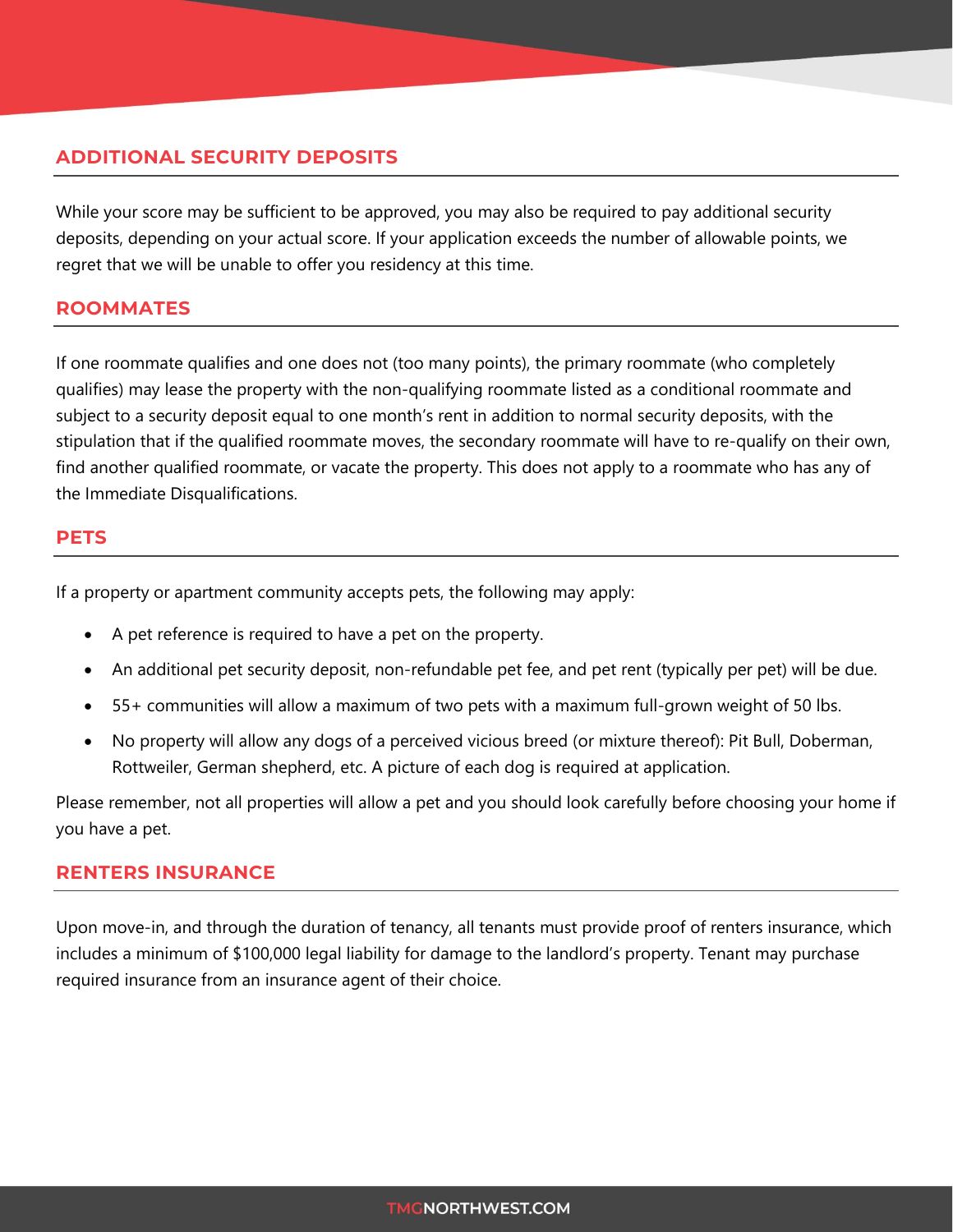## ADDITIONAL SECURITY DEPOSITS

While your score may be sufficient to be approved, you may also be required to pay additional security deposits, depending on your actual score. If your application exceeds the number of allowable points, we regret that we will be unable to offer you residency at this time.

## ROOMMATES

If one roommate qualifies and one does not (too many points), the primary roommate (who completely qualifies) may lease the property with the non-qualifying roommate listed as a conditional roommate and subject to a security deposit equal to one month's rent in addition to normal security deposits, with the stipulation that if the qualified roommate moves, the secondary roommate will have to re-qualify on their own, find another qualified roommate, or vacate the property. This does not apply to a roommate who has any of the Immediate Disqualifications.

## PETS

If a property or apartment community accepts pets, the following may apply:

- A pet reference is required to have a pet on the property.
- An additional pet security deposit, non-refundable pet fee, and pet rent (typically per pet) will be due.
- 55+ communities will allow a maximum of two pets with a maximum full-grown weight of 50 lbs.
- No property will allow any dogs of a perceived vicious breed (or mixture thereof): Pit Bull, Doberman, Rottweiler, German shepherd, etc. A picture of each dog is required at application.

Please remember, not all properties will allow a pet and you should look carefully before choosing your home if you have a pet.

## RENTERS INSURANCE

Upon move-in, and through the duration of tenancy, all tenants must provide proof of renters insurance, which includes a minimum of $100,000 legal liability for damage to the landlord's property. Tenant may purchase required insurance from an insurance agent of their choice.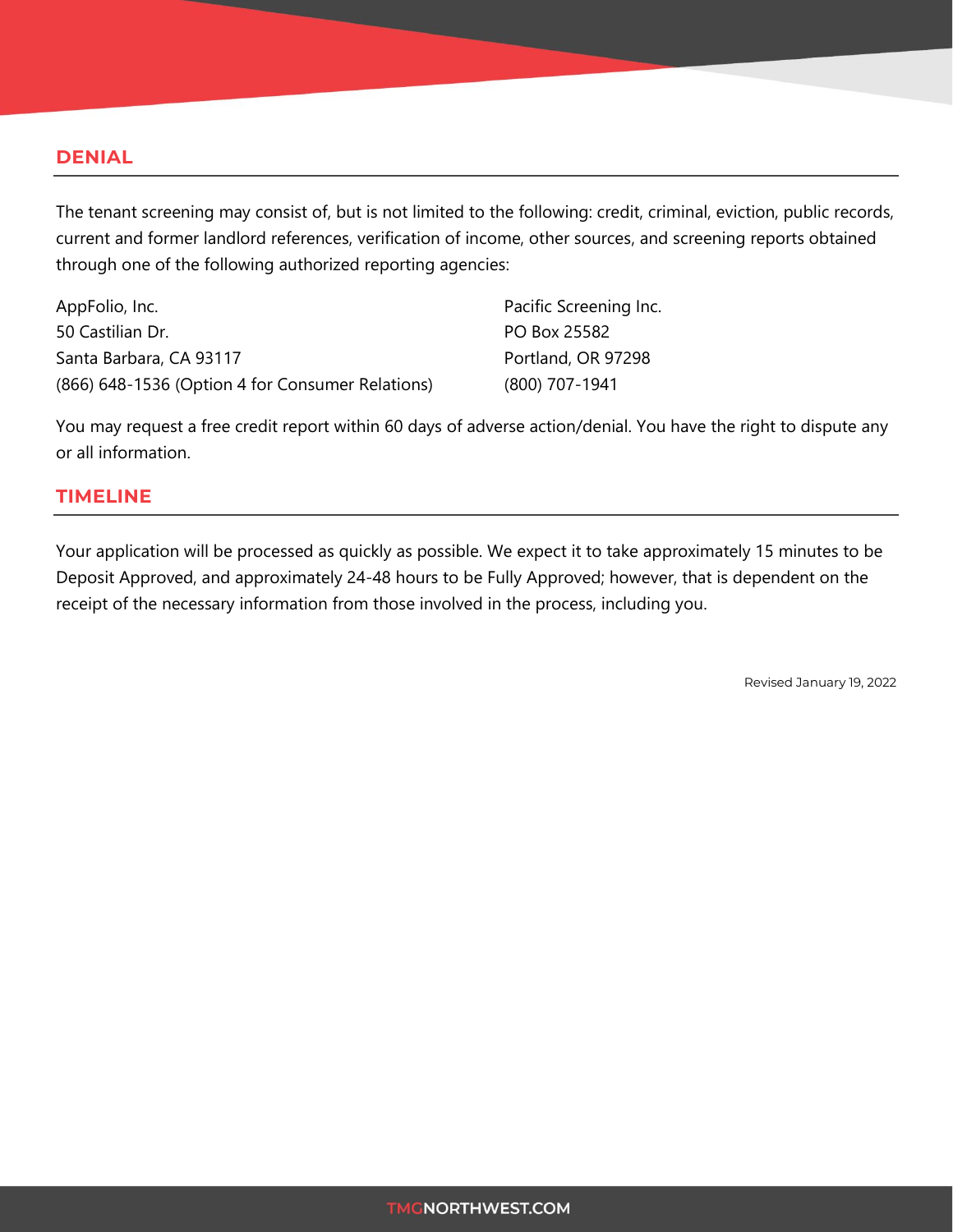## DENIAL

The tenant screening may consist of, but is not limited to the following: credit, criminal, eviction, public records, current and former landlord references, verification of income, other sources, and screening reports obtained through one of the following authorized reporting agencies:

AppFolio, Inc.
50 Castilian Dr.
Santa Barbara, CA 93117
(866) 648-1536 (Option 4 for Consumer Relations)

Pacific Screening Inc.
PO Box 25582
Portland, OR 97298
(800) 707-1941

You may request a free credit report within 60 days of adverse action/denial. You have the right to dispute any or all information.

## TIMELINE

Your application will be processed as quickly as possible. We expect it to take approximately 15 minutes to be Deposit Approved, and approximately 24-48 hours to be Fully Approved; however, that is dependent on the receipt of the necessary information from those involved in the process, including you.

Revised January 19, 2022